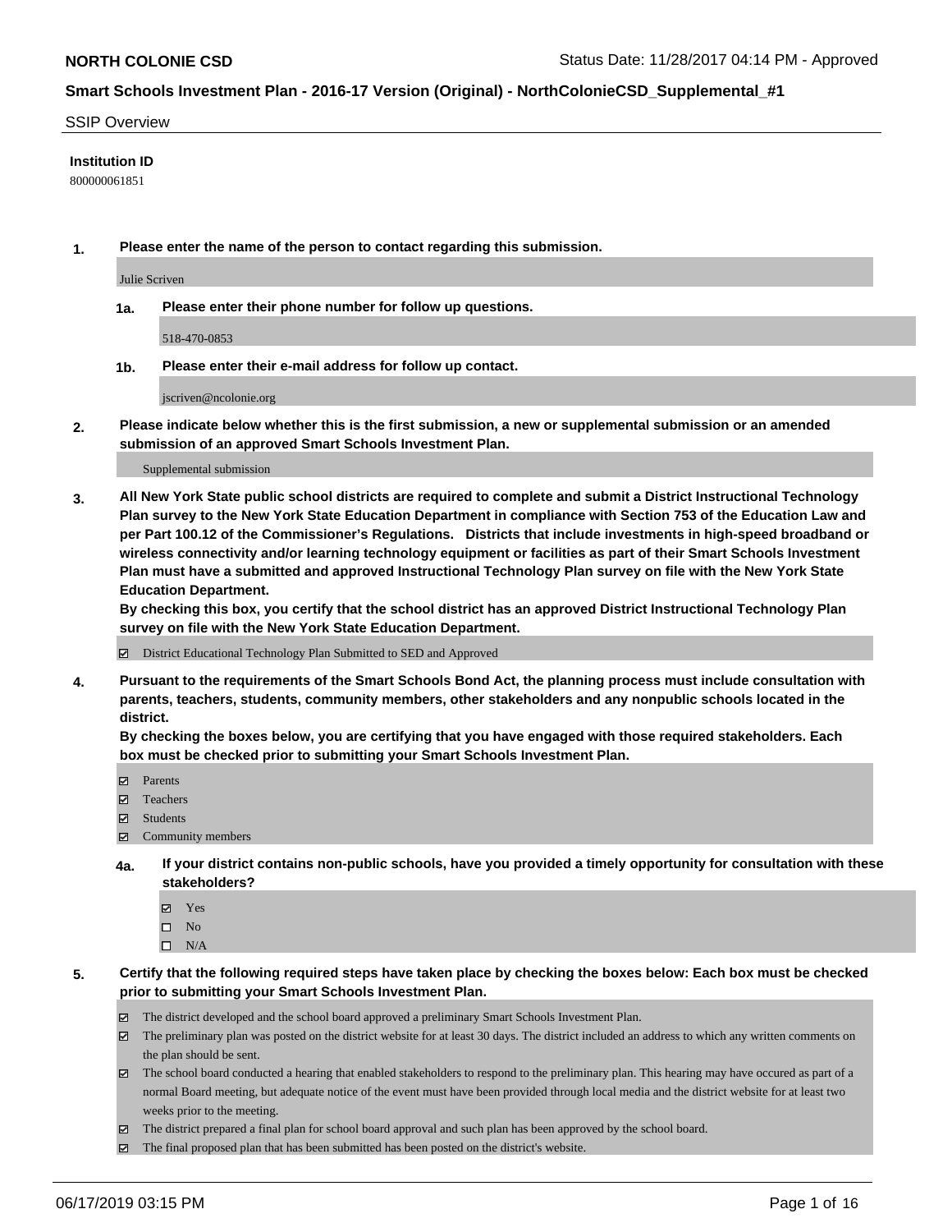**NORTH COLONIE CSD** Status Date: 11/28/2017 04:14 PM - Approved

**Smart Schools Investment Plan - 2016-17 Version (Original) - NorthColonieCSD_Supplemental_#1**

SSIP Overview

**Institution ID**

800000061851

**1. Please enter the name of the person to contact regarding this submission.**

Julie Scriven

**1a. Please enter their phone number for follow up questions.**

518-470-0853

**1b. Please enter their e-mail address for follow up contact.**

jscriven@ncolonie.org

**2. Please indicate below whether this is the first submission, a new or supplemental submission or an amended submission of an approved Smart Schools Investment Plan.**

Supplemental submission

**3. All New York State public school districts are required to complete and submit a District Instructional Technology Plan survey to the New York State Education Department in compliance with Section 753 of the Education Law and per Part 100.12 of the Commissioner's Regulations. Districts that include investments in high-speed broadband or wireless connectivity and/or learning technology equipment or facilities as part of their Smart Schools Investment Plan must have a submitted and approved Instructional Technology Plan survey on file with the New York State Education Department.**
**By checking this box, you certify that the school district has an approved District Instructional Technology Plan survey on file with the New York State Education Department.**

☑ District Educational Technology Plan Submitted to SED and Approved

**4. Pursuant to the requirements of the Smart Schools Bond Act, the planning process must include consultation with parents, teachers, students, community members, other stakeholders and any nonpublic schools located in the district.**
**By checking the boxes below, you are certifying that you have engaged with those required stakeholders. Each box must be checked prior to submitting your Smart Schools Investment Plan.**

☑ Parents
☑ Teachers
☑ Students
☑ Community members

**4a. If your district contains non-public schools, have you provided a timely opportunity for consultation with these stakeholders?**

☑ Yes
☐ No
☐ N/A

**5. Certify that the following required steps have taken place by checking the boxes below: Each box must be checked prior to submitting your Smart Schools Investment Plan.**

☑ The district developed and the school board approved a preliminary Smart Schools Investment Plan.
☑ The preliminary plan was posted on the district website for at least 30 days. The district included an address to which any written comments on the plan should be sent.
☑ The school board conducted a hearing that enabled stakeholders to respond to the preliminary plan. This hearing may have occured as part of a normal Board meeting, but adequate notice of the event must have been provided through local media and the district website for at least two weeks prior to the meeting.
☑ The district prepared a final plan for school board approval and such plan has been approved by the school board.
☑ The final proposed plan that has been submitted has been posted on the district's website.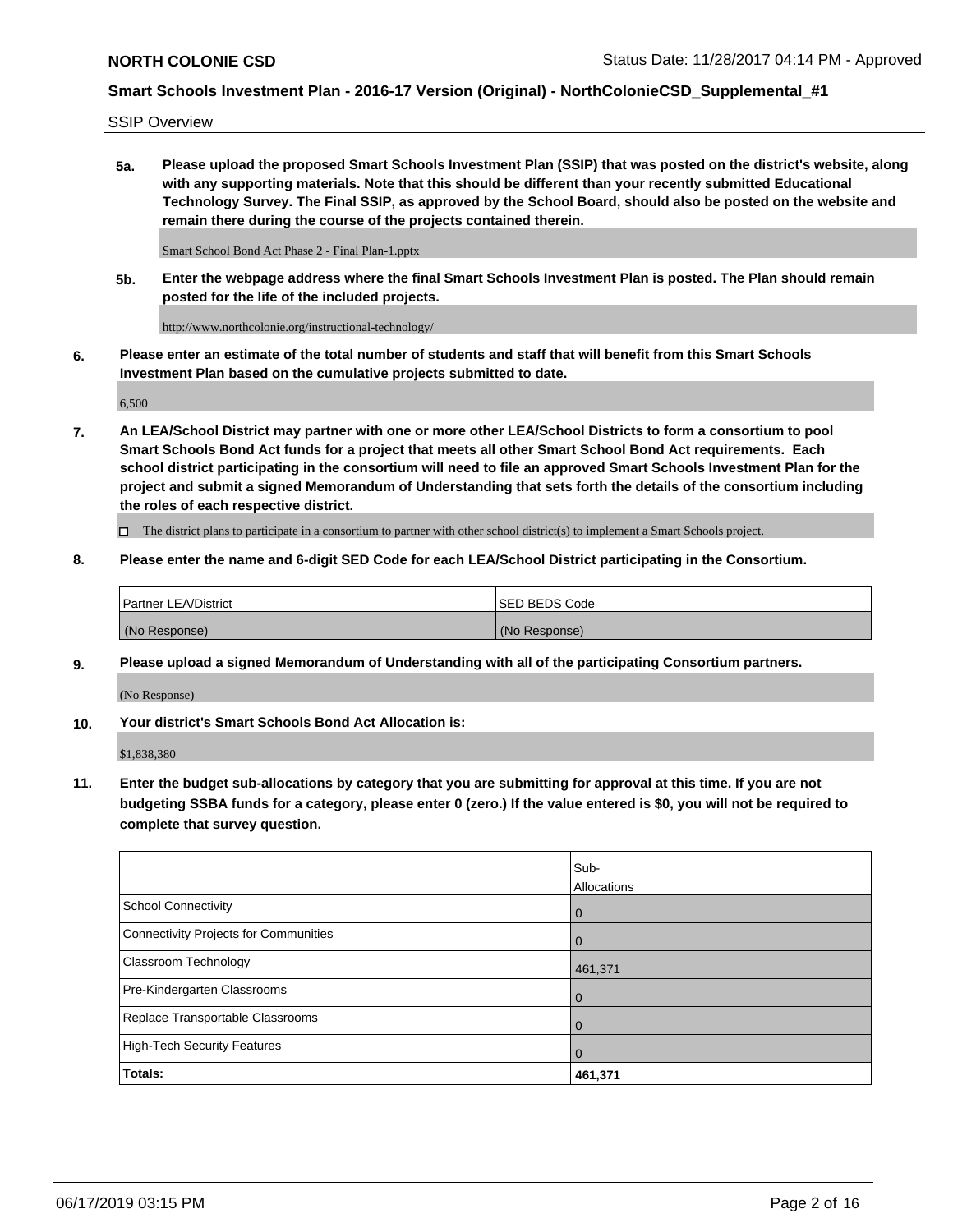SSIP Overview

**5a. Please upload the proposed Smart Schools Investment Plan (SSIP) that was posted on the district's website, along with any supporting materials. Note that this should be different than your recently submitted Educational Technology Survey. The Final SSIP, as approved by the School Board, should also be posted on the website and remain there during the course of the projects contained therein.**

Smart School Bond Act Phase 2 - Final Plan-1.pptx

**5b. Enter the webpage address where the final Smart Schools Investment Plan is posted. The Plan should remain posted for the life of the included projects.**

http://www.northcolonie.org/instructional-technology/

**6. Please enter an estimate of the total number of students and staff that will benefit from this Smart Schools Investment Plan based on the cumulative projects submitted to date.**

6,500

**7. An LEA/School District may partner with one or more other LEA/School Districts to form a consortium to pool Smart Schools Bond Act funds for a project that meets all other Smart School Bond Act requirements. Each school district participating in the consortium will need to file an approved Smart Schools Investment Plan for the project and submit a signed Memorandum of Understanding that sets forth the details of the consortium including the roles of each respective district.**

☐ The district plans to participate in a consortium to partner with other school district(s) to implement a Smart Schools project.

**8. Please enter the name and 6-digit SED Code for each LEA/School District participating in the Consortium.**

| Partner LEA/District | SED BEDS Code |
|---|---|
| (No Response) | (No Response) |

**9. Please upload a signed Memorandum of Understanding with all of the participating Consortium partners.**

(No Response)

**10. Your district's Smart Schools Bond Act Allocation is:**

$1,838,380

**11. Enter the budget sub-allocations by category that you are submitting for approval at this time. If you are not budgeting SSBA funds for a category, please enter 0 (zero.) If the value entered is $0, you will not be required to complete that survey question.**

| | Sub-Allocations |
|---|---|
| School Connectivity | 0 |
| Connectivity Projects for Communities | 0 |
| Classroom Technology | 461,371 |
| Pre-Kindergarten Classrooms | 0 |
| Replace Transportable Classrooms | 0 |
| High-Tech Security Features | 0 |
| **Totals:** | **461,371** |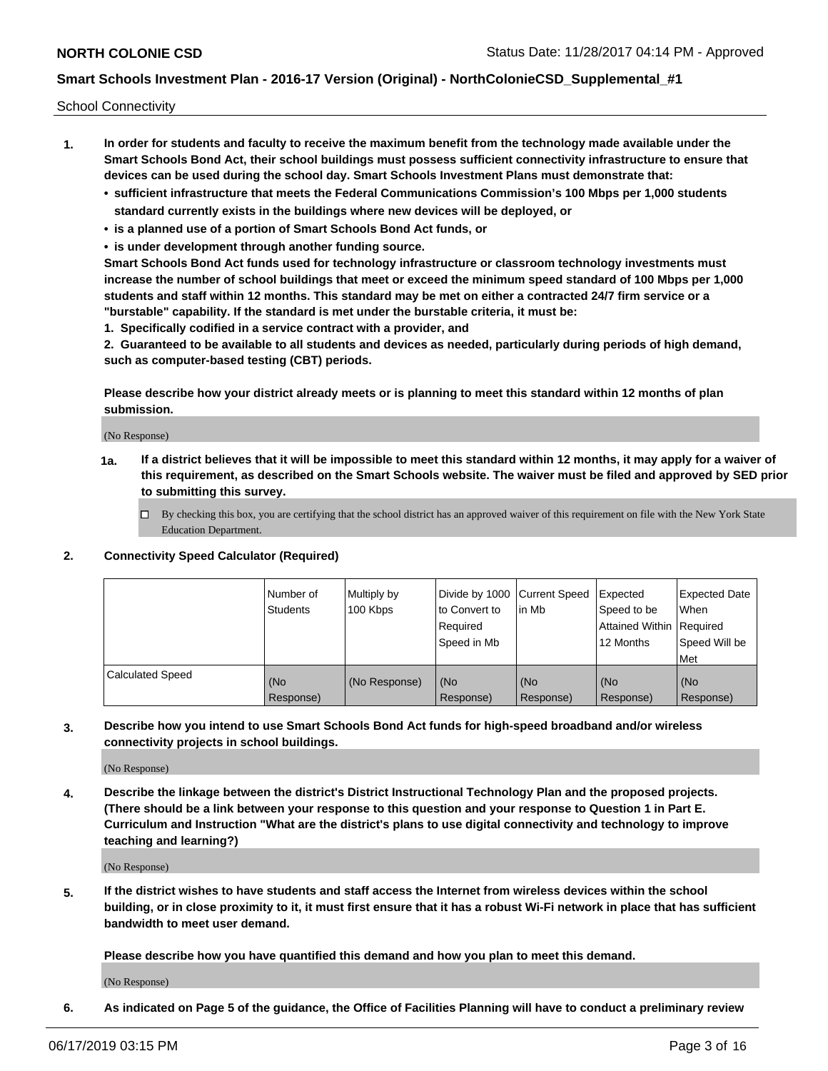School Connectivity

1. **In order for students and faculty to receive the maximum benefit from the technology made available under the Smart Schools Bond Act, their school buildings must possess sufficient connectivity infrastructure to ensure that devices can be used during the school day. Smart Schools Investment Plans must demonstrate that:**
   - **sufficient infrastructure that meets the Federal Communications Commission's 100 Mbps per 1,000 students standard currently exists in the buildings where new devices will be deployed, or**
   - **is a planned use of a portion of Smart Schools Bond Act funds, or**
   - **is under development through another funding source.**

   **Smart Schools Bond Act funds used for technology infrastructure or classroom technology investments must increase the number of school buildings that meet or exceed the minimum speed standard of 100 Mbps per 1,000 students and staff within 12 months. This standard may be met on either a contracted 24/7 firm service or a "burstable" capability. If the standard is met under the burstable criteria, it must be:**

   **1. Specifically codified in a service contract with a provider, and**

   **2. Guaranteed to be available to all students and devices as needed, particularly during periods of high demand, such as computer-based testing (CBT) periods.**

   **Please describe how your district already meets or is planning to meet this standard within 12 months of plan submission.**

   (No Response)

   **1a. If a district believes that it will be impossible to meet this standard within 12 months, it may apply for a waiver of this requirement, as described on the Smart Schools website. The waiver must be filed and approved by SED prior to submitting this survey.**

   ☐ By checking this box, you are certifying that the school district has an approved waiver of this requirement on file with the New York State Education Department.

2. **Connectivity Speed Calculator (Required)**

| | Number of Students | Multiply by 100 Kbps | Divide by 1000 to Convert to Required Speed in Mb | Current Speed in Mb | Expected Speed to be Attained Within 12 Months | Expected Date When Required Speed Will be Met |
|---|---|---|---|---|---|---|
| Calculated Speed | (No Response) | (No Response) | (No Response) | (No Response) | (No Response) | (No Response) |

3. **Describe how you intend to use Smart Schools Bond Act funds for high-speed broadband and/or wireless connectivity projects in school buildings.**

   (No Response)

4. **Describe the linkage between the district's District Instructional Technology Plan and the proposed projects. (There should be a link between your response to this question and your response to Question 1 in Part E. Curriculum and Instruction "What are the district's plans to use digital connectivity and technology to improve teaching and learning?)**

   (No Response)

5. **If the district wishes to have students and staff access the Internet from wireless devices within the school building, or in close proximity to it, it must first ensure that it has a robust Wi-Fi network in place that has sufficient bandwidth to meet user demand.**

   **Please describe how you have quantified this demand and how you plan to meet this demand.**

   (No Response)

6. **As indicated on Page 5 of the guidance, the Office of Facilities Planning will have to conduct a preliminary review**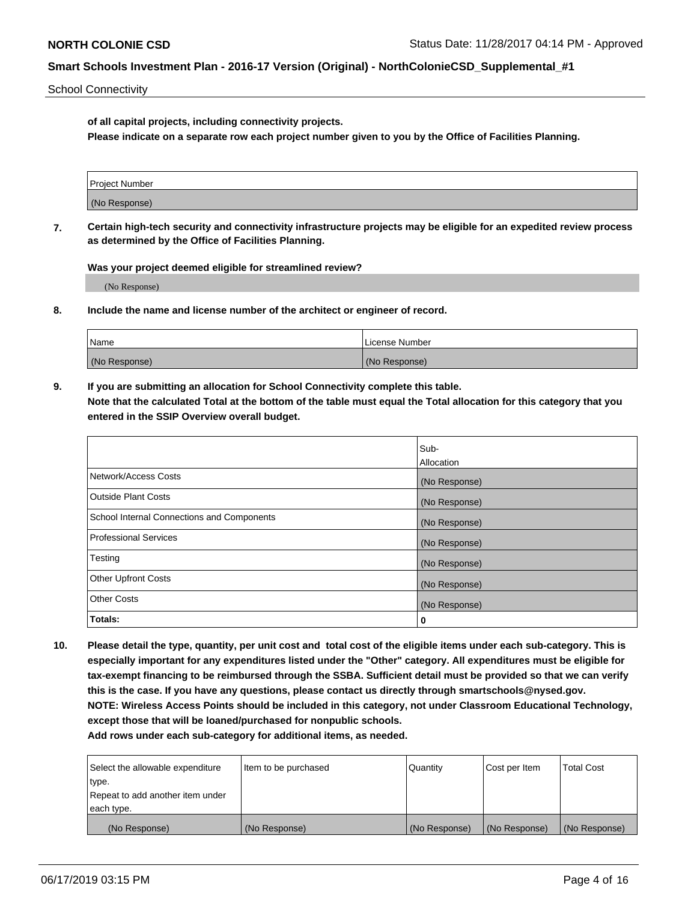School Connectivity

**of all capital projects, including connectivity projects.**
**Please indicate on a separate row each project number given to you by the Office of Facilities Planning.**

| Project Number |
| --- |
| (No Response) |

**7. Certain high-tech security and connectivity infrastructure projects may be eligible for an expedited review process as determined by the Office of Facilities Planning.**

**Was your project deemed eligible for streamlined review?**

(No Response)

**8. Include the name and license number of the architect or engineer of record.**

| Name | License Number |
| --- | --- |
| (No Response) | (No Response) |

**9. If you are submitting an allocation for School Connectivity complete this table.**
**Note that the calculated Total at the bottom of the table must equal the Total allocation for this category that you entered in the SSIP Overview overall budget.**

| | Sub-Allocation |
| --- | --- |
| Network/Access Costs | (No Response) |
| Outside Plant Costs | (No Response) |
| School Internal Connections and Components | (No Response) |
| Professional Services | (No Response) |
| Testing | (No Response) |
| Other Upfront Costs | (No Response) |
| Other Costs | (No Response) |
| **Totals:** | **0** |

**10. Please detail the type, quantity, per unit cost and total cost of the eligible items under each sub-category. This is especially important for any expenditures listed under the "Other" category. All expenditures must be eligible for tax-exempt financing to be reimbursed through the SSBA. Sufficient detail must be provided so that we can verify this is the case. If you have any questions, please contact us directly through smartschools@nysed.gov.**
**NOTE: Wireless Access Points should be included in this category, not under Classroom Educational Technology, except those that will be loaned/purchased for nonpublic schools.**
**Add rows under each sub-category for additional items, as needed.**

| Select the allowable expenditure type. Repeat to add another item under each type. | Item to be purchased | Quantity | Cost per Item | Total Cost |
| --- | --- | --- | --- | --- |
| (No Response) | (No Response) | (No Response) | (No Response) | (No Response) |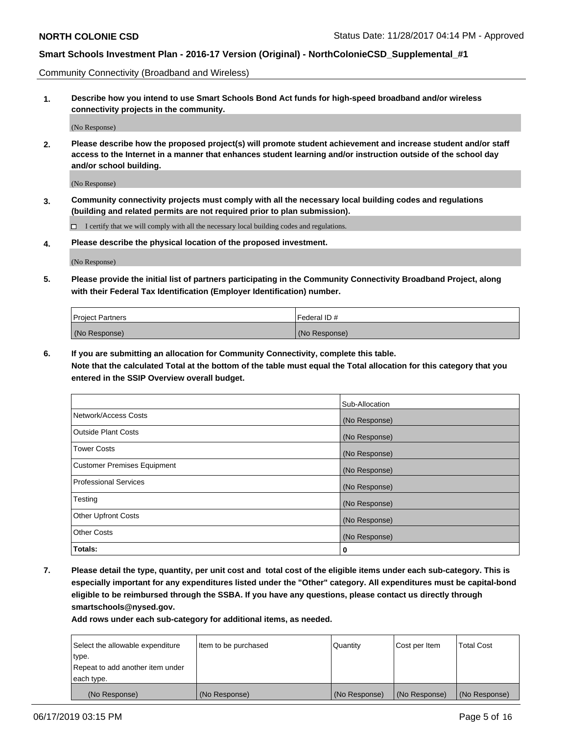Community Connectivity (Broadband and Wireless)

**1. Describe how you intend to use Smart Schools Bond Act funds for high-speed broadband and/or wireless connectivity projects in the community.**

(No Response)

**2. Please describe how the proposed project(s) will promote student achievement and increase student and/or staff access to the Internet in a manner that enhances student learning and/or instruction outside of the school day and/or school building.**

(No Response)

**3. Community connectivity projects must comply with all the necessary local building codes and regulations (building and related permits are not required prior to plan submission).**

☐ I certify that we will comply with all the necessary local building codes and regulations.

**4. Please describe the physical location of the proposed investment.**

(No Response)

**5. Please provide the initial list of partners participating in the Community Connectivity Broadband Project, along with their Federal Tax Identification (Employer Identification) number.**

| Project Partners | Federal ID # |
|---|---|
| (No Response) | (No Response) |

**6. If you are submitting an allocation for Community Connectivity, complete this table. Note that the calculated Total at the bottom of the table must equal the Total allocation for this category that you entered in the SSIP Overview overall budget.**

| | Sub-Allocation |
|---|---|
| Network/Access Costs | (No Response) |
| Outside Plant Costs | (No Response) |
| Tower Costs | (No Response) |
| Customer Premises Equipment | (No Response) |
| Professional Services | (No Response) |
| Testing | (No Response) |
| Other Upfront Costs | (No Response) |
| Other Costs | (No Response) |
| **Totals:** | **0** |

**7. Please detail the type, quantity, per unit cost and total cost of the eligible items under each sub-category. This is especially important for any expenditures listed under the "Other" category. All expenditures must be capital-bond eligible to be reimbursed through the SSBA. If you have any questions, please contact us directly through smartschools@nysed.gov.**

**Add rows under each sub-category for additional items, as needed.**

| Select the allowable expenditure type. Repeat to add another item under each type. | Item to be purchased | Quantity | Cost per Item | Total Cost |
|---|---|---|---|---|
| (No Response) | (No Response) | (No Response) | (No Response) | (No Response) |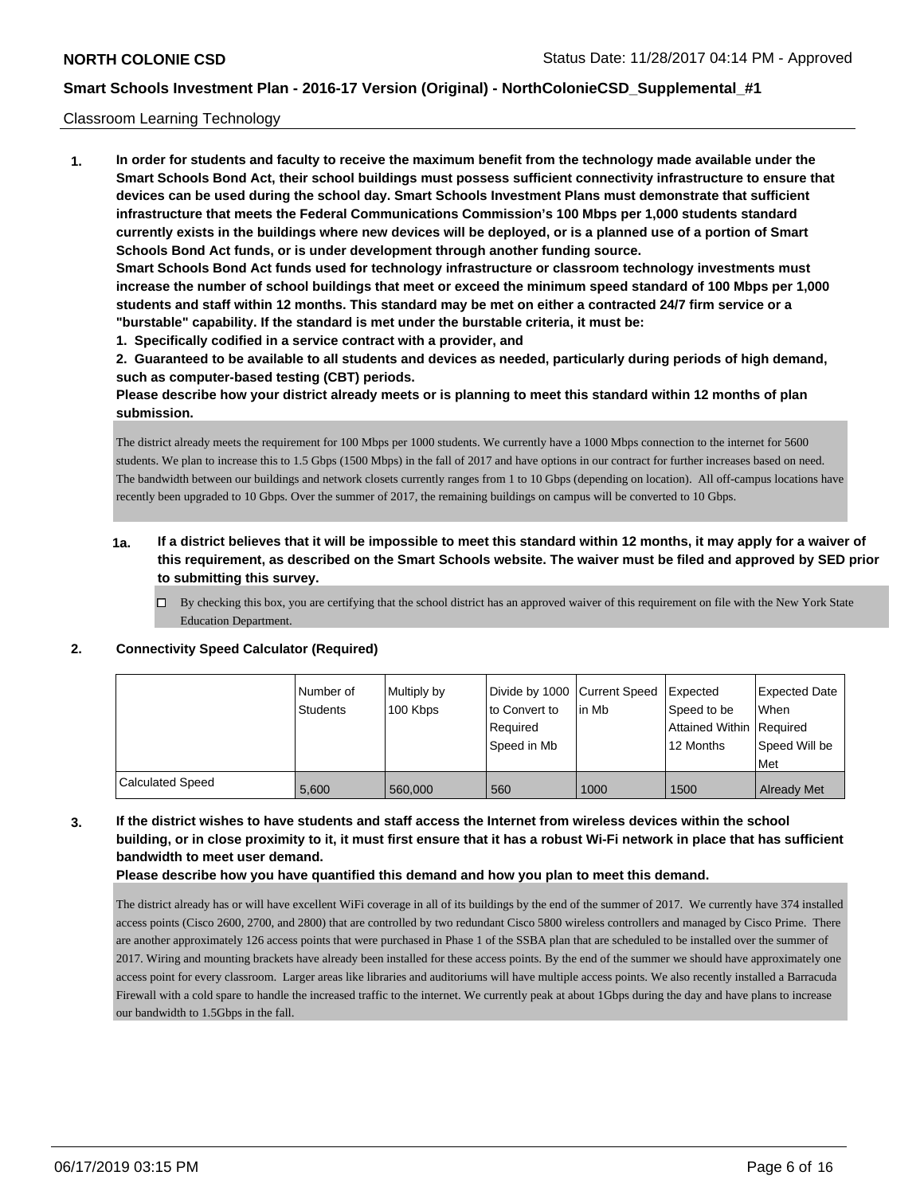Classroom Learning Technology

**1. In order for students and faculty to receive the maximum benefit from the technology made available under the Smart Schools Bond Act, their school buildings must possess sufficient connectivity infrastructure to ensure that devices can be used during the school day. Smart Schools Investment Plans must demonstrate that sufficient infrastructure that meets the Federal Communications Commission's 100 Mbps per 1,000 students standard currently exists in the buildings where new devices will be deployed, or is a planned use of a portion of Smart Schools Bond Act funds, or is under development through another funding source.**

**Smart Schools Bond Act funds used for technology infrastructure or classroom technology investments must increase the number of school buildings that meet or exceed the minimum speed standard of 100 Mbps per 1,000 students and staff within 12 months. This standard may be met on either a contracted 24/7 firm service or a "burstable" capability. If the standard is met under the burstable criteria, it must be:**

**1. Specifically codified in a service contract with a provider, and**

**2. Guaranteed to be available to all students and devices as needed, particularly during periods of high demand, such as computer-based testing (CBT) periods.**

**Please describe how your district already meets or is planning to meet this standard within 12 months of plan submission.**

The district already meets the requirement for 100 Mbps per 1000 students. We currently have a 1000 Mbps connection to the internet for 5600 students. We plan to increase this to 1.5 Gbps (1500 Mbps) in the fall of 2017 and have options in our contract for further increases based on need. The bandwidth between our buildings and network closets currently ranges from 1 to 10 Gbps (depending on location). All off-campus locations have recently been upgraded to 10 Gbps. Over the summer of 2017, the remaining buildings on campus will be converted to 10 Gbps.

**1a. If a district believes that it will be impossible to meet this standard within 12 months, it may apply for a waiver of this requirement, as described on the Smart Schools website. The waiver must be filed and approved by SED prior to submitting this survey.**

- ☐ By checking this box, you are certifying that the school district has an approved waiver of this requirement on file with the New York State Education Department.

**2. Connectivity Speed Calculator (Required)**

| | Number of Students | Multiply by 100 Kbps | Divide by 1000 to Convert to Required Speed in Mb | Current Speed in Mb | Expected Speed to be Attained Within 12 Months | Expected Date When Required Speed Will be Met |
|---|---|---|---|---|---|---|
| Calculated Speed | 5,600 | 560,000 | 560 | 1000 | 1500 | Already Met |

**3. If the district wishes to have students and staff access the Internet from wireless devices within the school building, or in close proximity to it, it must first ensure that it has a robust Wi-Fi network in place that has sufficient bandwidth to meet user demand.**

**Please describe how you have quantified this demand and how you plan to meet this demand.**

The district already has or will have excellent WiFi coverage in all of its buildings by the end of the summer of 2017. We currently have 374 installed access points (Cisco 2600, 2700, and 2800) that are controlled by two redundant Cisco 5800 wireless controllers and managed by Cisco Prime. There are another approximately 126 access points that were purchased in Phase 1 of the SSBA plan that are scheduled to be installed over the summer of 2017. Wiring and mounting brackets have already been installed for these access points. By the end of the summer we should have approximately one access point for every classroom. Larger areas like libraries and auditoriums will have multiple access points. We also recently installed a Barracuda Firewall with a cold spare to handle the increased traffic to the internet. We currently peak at about 1Gbps during the day and have plans to increase our bandwidth to 1.5Gbps in the fall.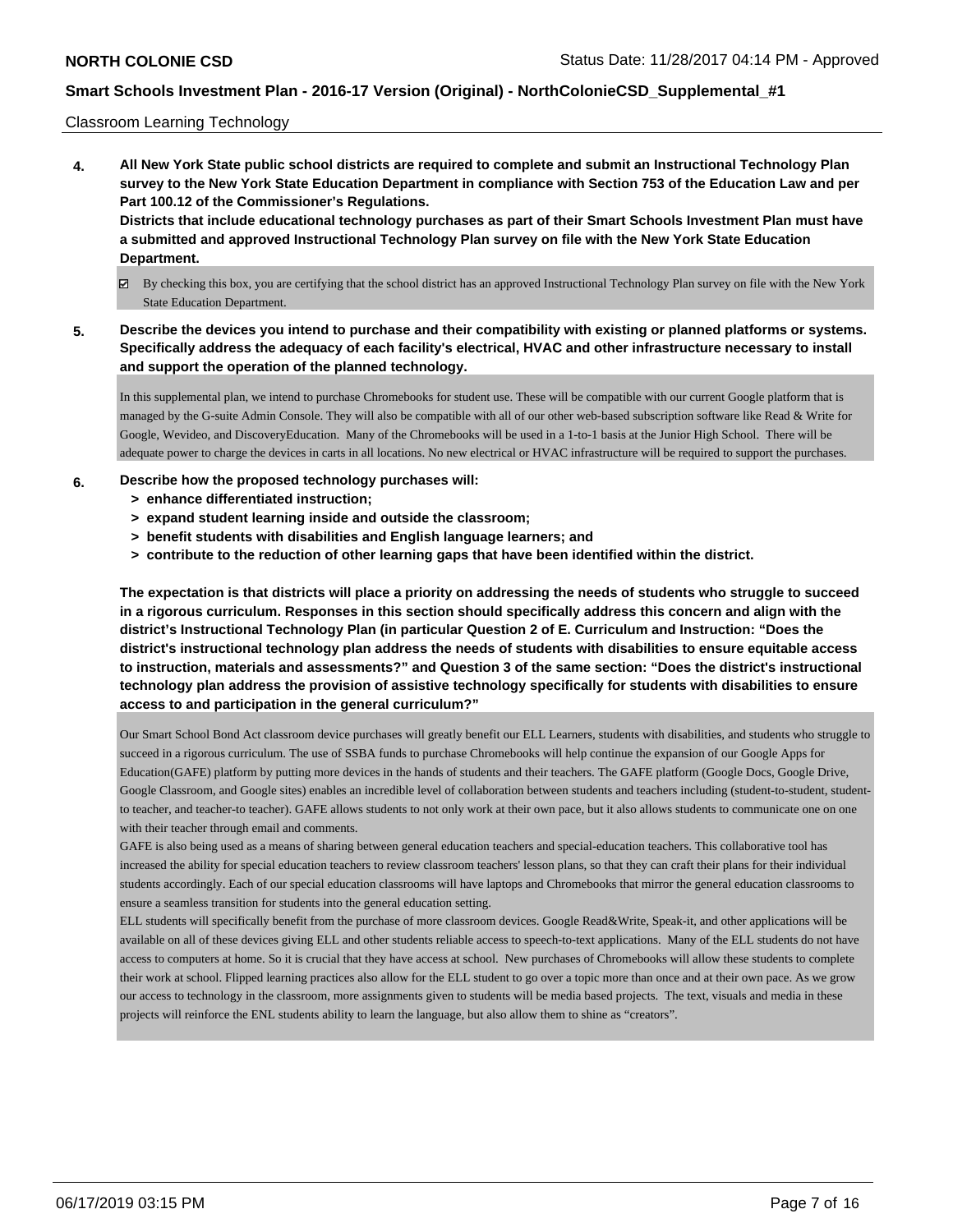Classroom Learning Technology

**4. All New York State public school districts are required to complete and submit an Instructional Technology Plan survey to the New York State Education Department in compliance with Section 753 of the Education Law and per Part 100.12 of the Commissioner's Regulations.**

**Districts that include educational technology purchases as part of their Smart Schools Investment Plan must have a submitted and approved Instructional Technology Plan survey on file with the New York State Education Department.**

☑ By checking this box, you are certifying that the school district has an approved Instructional Technology Plan survey on file with the New York State Education Department.

**5. Describe the devices you intend to purchase and their compatibility with existing or planned platforms or systems. Specifically address the adequacy of each facility's electrical, HVAC and other infrastructure necessary to install and support the operation of the planned technology.**

In this supplemental plan, we intend to purchase Chromebooks for student use. These will be compatible with our current Google platform that is managed by the G-suite Admin Console. They will also be compatible with all of our other web-based subscription software like Read & Write for Google, Wevideo, and DiscoveryEducation. Many of the Chromebooks will be used in a 1-to-1 basis at the Junior High School. There will be adequate power to charge the devices in carts in all locations. No new electrical or HVAC infrastructure will be required to support the purchases.

**6. Describe how the proposed technology purchases will:**

- **> enhance differentiated instruction;**
- **> expand student learning inside and outside the classroom;**
- **> benefit students with disabilities and English language learners; and**
- **> contribute to the reduction of other learning gaps that have been identified within the district.**

**The expectation is that districts will place a priority on addressing the needs of students who struggle to succeed in a rigorous curriculum. Responses in this section should specifically address this concern and align with the district's Instructional Technology Plan (in particular Question 2 of E. Curriculum and Instruction: "Does the district's instructional technology plan address the needs of students with disabilities to ensure equitable access to instruction, materials and assessments?" and Question 3 of the same section: "Does the district's instructional technology plan address the provision of assistive technology specifically for students with disabilities to ensure access to and participation in the general curriculum?"**

Our Smart School Bond Act classroom device purchases will greatly benefit our ELL Learners, students with disabilities, and students who struggle to succeed in a rigorous curriculum. The use of SSBA funds to purchase Chromebooks will help continue the expansion of our Google Apps for Education(GAFE) platform by putting more devices in the hands of students and their teachers. The GAFE platform (Google Docs, Google Drive, Google Classroom, and Google sites) enables an incredible level of collaboration between students and teachers including (student-to-student, student-to teacher, and teacher-to teacher). GAFE allows students to not only work at their own pace, but it also allows students to communicate one on one with their teacher through email and comments.

GAFE is also being used as a means of sharing between general education teachers and special-education teachers. This collaborative tool has increased the ability for special education teachers to review classroom teachers' lesson plans, so that they can craft their plans for their individual students accordingly. Each of our special education classrooms will have laptops and Chromebooks that mirror the general education classrooms to ensure a seamless transition for students into the general education setting.

ELL students will specifically benefit from the purchase of more classroom devices. Google Read&Write, Speak-it, and other applications will be available on all of these devices giving ELL and other students reliable access to speech-to-text applications. Many of the ELL students do not have access to computers at home. So it is crucial that they have access at school. New purchases of Chromebooks will allow these students to complete their work at school. Flipped learning practices also allow for the ELL student to go over a topic more than once and at their own pace. As we grow our access to technology in the classroom, more assignments given to students will be media based projects. The text, visuals and media in these projects will reinforce the ENL students ability to learn the language, but also allow them to shine as "creators".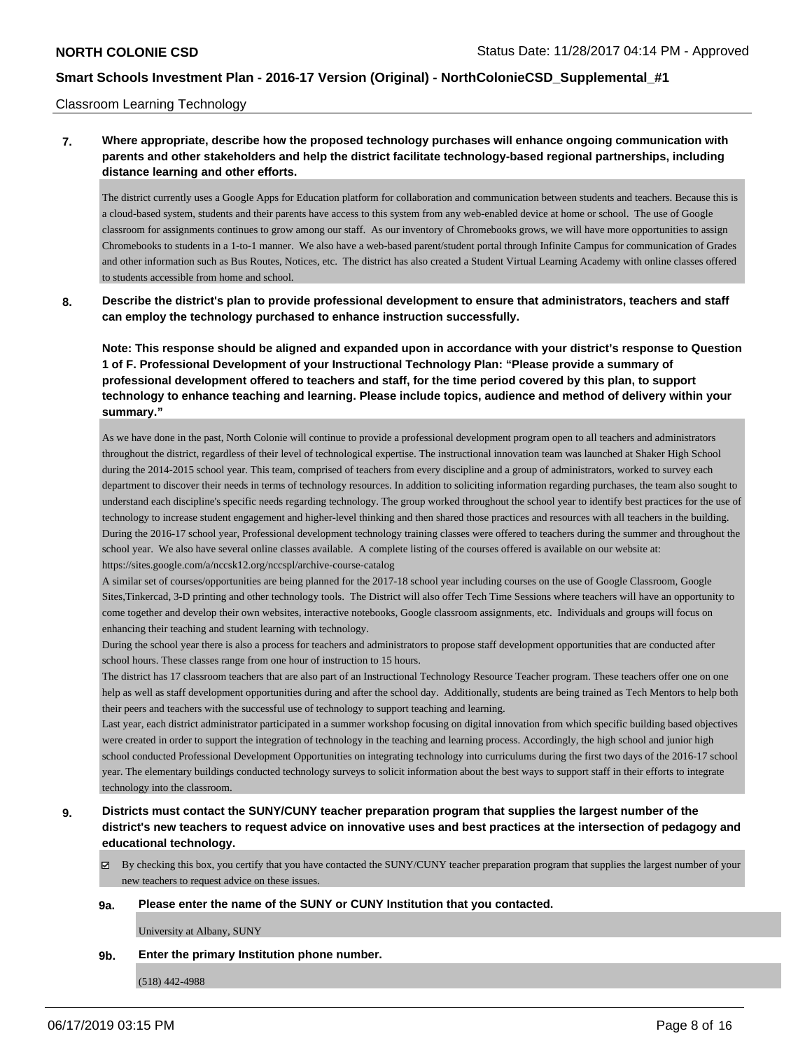Classroom Learning Technology

**7. Where appropriate, describe how the proposed technology purchases will enhance ongoing communication with parents and other stakeholders and help the district facilitate technology-based regional partnerships, including distance learning and other efforts.**

The district currently uses a Google Apps for Education platform for collaboration and communication between students and teachers. Because this is a cloud-based system, students and their parents have access to this system from any web-enabled device at home or school. The use of Google classroom for assignments continues to grow among our staff. As our inventory of Chromebooks grows, we will have more opportunities to assign Chromebooks to students in a 1-to-1 manner. We also have a web-based parent/student portal through Infinite Campus for communication of Grades and other information such as Bus Routes, Notices, etc. The district has also created a Student Virtual Learning Academy with online classes offered to students accessible from home and school.

**8. Describe the district's plan to provide professional development to ensure that administrators, teachers and staff can employ the technology purchased to enhance instruction successfully.**

**Note: This response should be aligned and expanded upon in accordance with your district's response to Question 1 of F. Professional Development of your Instructional Technology Plan: "Please provide a summary of professional development offered to teachers and staff, for the time period covered by this plan, to support technology to enhance teaching and learning. Please include topics, audience and method of delivery within your summary."**

As we have done in the past, North Colonie will continue to provide a professional development program open to all teachers and administrators throughout the district, regardless of their level of technological expertise. The instructional innovation team was launched at Shaker High School during the 2014-2015 school year. This team, comprised of teachers from every discipline and a group of administrators, worked to survey each department to discover their needs in terms of technology resources. In addition to soliciting information regarding purchases, the team also sought to understand each discipline's specific needs regarding technology. The group worked throughout the school year to identify best practices for the use of technology to increase student engagement and higher-level thinking and then shared those practices and resources with all teachers in the building. During the 2016-17 school year, Professional development technology training classes were offered to teachers during the summer and throughout the school year. We also have several online classes available. A complete listing of the courses offered is available on our website at: https://sites.google.com/a/nccsk12.org/nccspl/archive-course-catalog

A similar set of courses/opportunities are being planned for the 2017-18 school year including courses on the use of Google Classroom, Google Sites,Tinkercad, 3-D printing and other technology tools. The District will also offer Tech Time Sessions where teachers will have an opportunity to come together and develop their own websites, interactive notebooks, Google classroom assignments, etc. Individuals and groups will focus on enhancing their teaching and student learning with technology.

During the school year there is also a process for teachers and administrators to propose staff development opportunities that are conducted after school hours. These classes range from one hour of instruction to 15 hours.

The district has 17 classroom teachers that are also part of an Instructional Technology Resource Teacher program. These teachers offer one on one help as well as staff development opportunities during and after the school day. Additionally, students are being trained as Tech Mentors to help both their peers and teachers with the successful use of technology to support teaching and learning.

Last year, each district administrator participated in a summer workshop focusing on digital innovation from which specific building based objectives were created in order to support the integration of technology in the teaching and learning process. Accordingly, the high school and junior high school conducted Professional Development Opportunities on integrating technology into curriculums during the first two days of the 2016-17 school year. The elementary buildings conducted technology surveys to solicit information about the best ways to support staff in their efforts to integrate technology into the classroom.

**9. Districts must contact the SUNY/CUNY teacher preparation program that supplies the largest number of the district's new teachers to request advice on innovative uses and best practices at the intersection of pedagogy and educational technology.**

☑ By checking this box, you certify that you have contacted the SUNY/CUNY teacher preparation program that supplies the largest number of your new teachers to request advice on these issues.

**9a. Please enter the name of the SUNY or CUNY Institution that you contacted.**

University at Albany, SUNY

**9b. Enter the primary Institution phone number.**

(518) 442-4988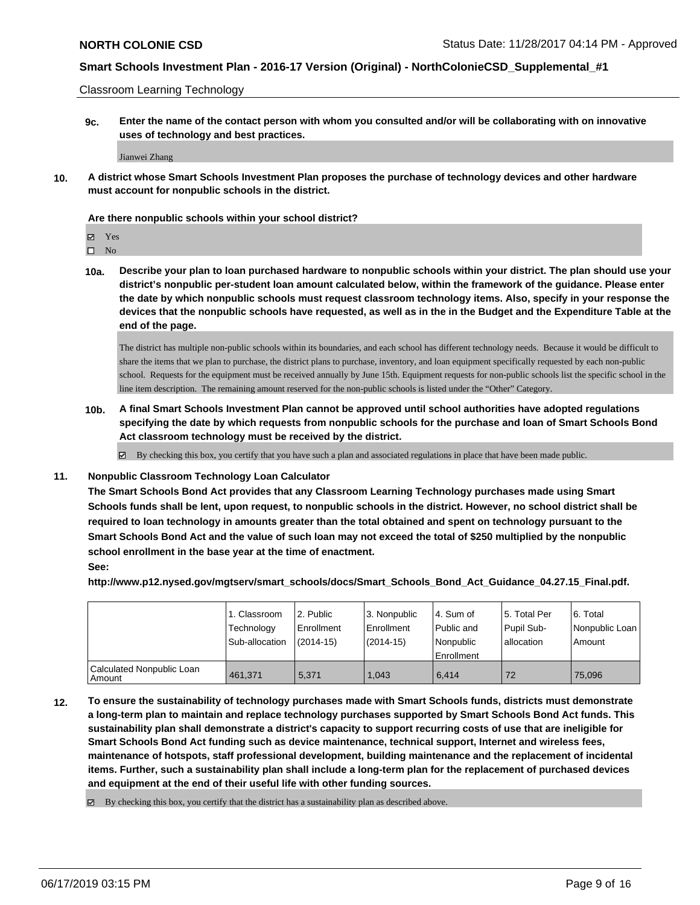Classroom Learning Technology

**9c.** **Enter the name of the contact person with whom you consulted and/or will be collaborating with on innovative uses of technology and best practices.**

Jianwei Zhang

**10.** **A district whose Smart Schools Investment Plan proposes the purchase of technology devices and other hardware must account for nonpublic schools in the district.**

**Are there nonpublic schools within your school district?**

☑ Yes
☐ No

**10a.** **Describe your plan to loan purchased hardware to nonpublic schools within your district. The plan should use your district's nonpublic per-student loan amount calculated below, within the framework of the guidance. Please enter the date by which nonpublic schools must request classroom technology items. Also, specify in your response the devices that the nonpublic schools have requested, as well as in the in the Budget and the Expenditure Table at the end of the page.**

The district has multiple non-public schools within its boundaries, and each school has different technology needs. Because it would be difficult to share the items that we plan to purchase, the district plans to purchase, inventory, and loan equipment specifically requested by each non-public school. Requests for the equipment must be received annually by June 15th. Equipment requests for non-public schools list the specific school in the line item description. The remaining amount reserved for the non-public schools is listed under the "Other" Category.

**10b.** **A final Smart Schools Investment Plan cannot be approved until school authorities have adopted regulations specifying the date by which requests from nonpublic schools for the purchase and loan of Smart Schools Bond Act classroom technology must be received by the district.**

☑ By checking this box, you certify that you have such a plan and associated regulations in place that have been made public.

**11.** **Nonpublic Classroom Technology Loan Calculator**

**The Smart Schools Bond Act provides that any Classroom Learning Technology purchases made using Smart Schools funds shall be lent, upon request, to nonpublic schools in the district. However, no school district shall be required to loan technology in amounts greater than the total obtained and spent on technology pursuant to the Smart Schools Bond Act and the value of such loan may not exceed the total of $250 multiplied by the nonpublic school enrollment in the base year at the time of enactment.**

**See:**

**http://www.p12.nysed.gov/mgtserv/smart_schools/docs/Smart_Schools_Bond_Act_Guidance_04.27.15_Final.pdf.**

| | 1. Classroom Technology Sub-allocation | 2. Public Enrollment (2014-15) | 3. Nonpublic Enrollment (2014-15) | 4. Sum of Public and Nonpublic Enrollment | 5. Total Per Pupil Sub-allocation | 6. Total Nonpublic Loan Amount |
|---|---|---|---|---|---|---|
| Calculated Nonpublic Loan Amount | 461,371 | 5,371 | 1,043 | 6,414 | 72 | 75,096 |

**12.** **To ensure the sustainability of technology purchases made with Smart Schools funds, districts must demonstrate a long-term plan to maintain and replace technology purchases supported by Smart Schools Bond Act funds. This sustainability plan shall demonstrate a district's capacity to support recurring costs of use that are ineligible for Smart Schools Bond Act funding such as device maintenance, technical support, Internet and wireless fees, maintenance of hotspots, staff professional development, building maintenance and the replacement of incidental items. Further, such a sustainability plan shall include a long-term plan for the replacement of purchased devices and equipment at the end of their useful life with other funding sources.**

☑ By checking this box, you certify that the district has a sustainability plan as described above.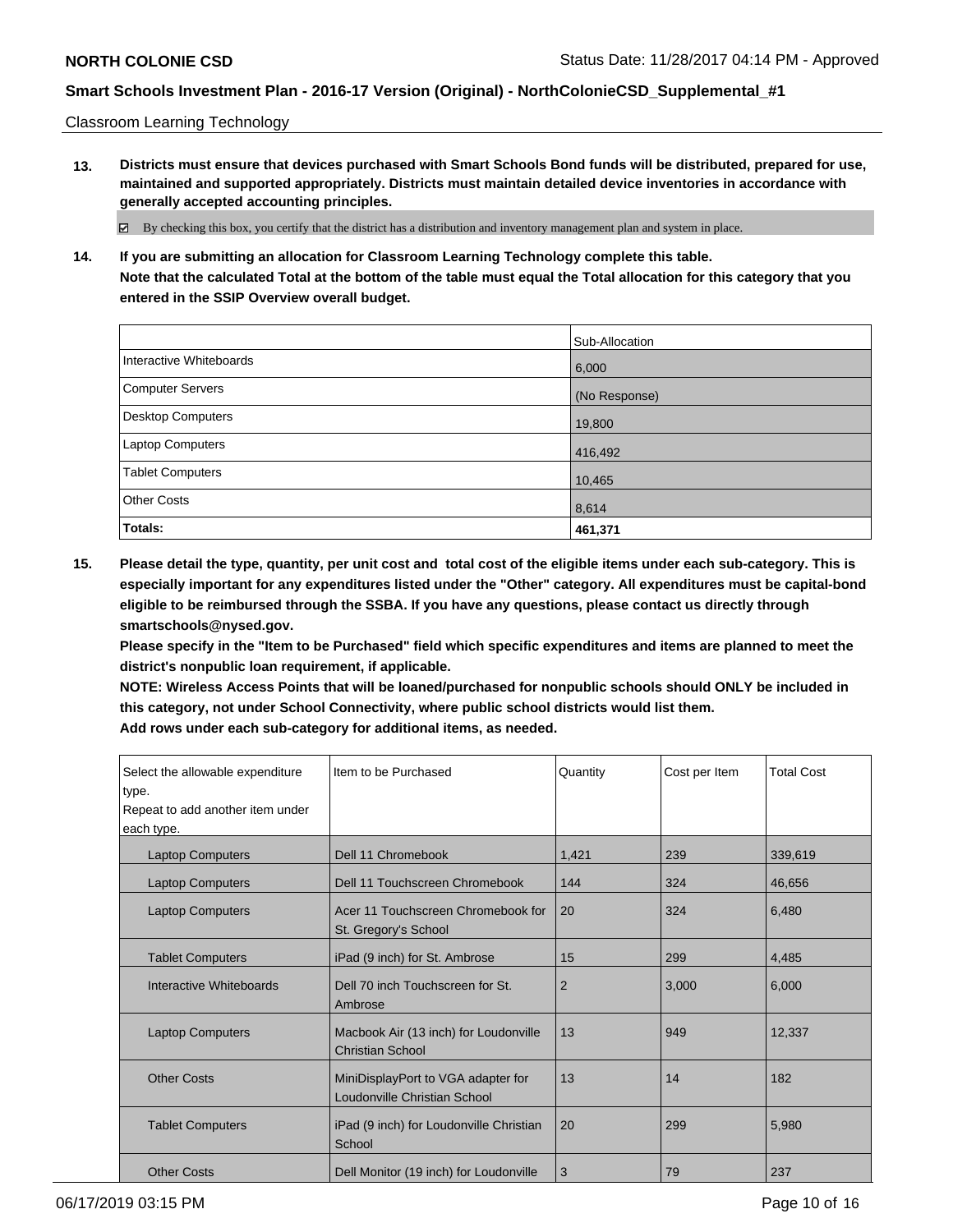Classroom Learning Technology

**13. Districts must ensure that devices purchased with Smart Schools Bond funds will be distributed, prepared for use, maintained and supported appropriately. Districts must maintain detailed device inventories in accordance with generally accepted accounting principles.**

☑ By checking this box, you certify that the district has a distribution and inventory management plan and system in place.

**14. If you are submitting an allocation for Classroom Learning Technology complete this table.**
**Note that the calculated Total at the bottom of the table must equal the Total allocation for this category that you entered in the SSIP Overview overall budget.**

| | Sub-Allocation |
|---|---|
| Interactive Whiteboards | 6,000 |
| Computer Servers | (No Response) |
| Desktop Computers | 19,800 |
| Laptop Computers | 416,492 |
| Tablet Computers | 10,465 |
| Other Costs | 8,614 |
| **Totals:** | **461,371** |

**15. Please detail the type, quantity, per unit cost and total cost of the eligible items under each sub-category. This is especially important for any expenditures listed under the "Other" category. All expenditures must be capital-bond eligible to be reimbursed through the SSBA. If you have any questions, please contact us directly through smartschools@nysed.gov.**
**Please specify in the "Item to be Purchased" field which specific expenditures and items are planned to meet the district's nonpublic loan requirement, if applicable.**
**NOTE: Wireless Access Points that will be loaned/purchased for nonpublic schools should ONLY be included in this category, not under School Connectivity, where public school districts would list them.**
**Add rows under each sub-category for additional items, as needed.**

| Select the allowable expenditure type. Repeat to add another item under each type. | Item to be Purchased | Quantity | Cost per Item | Total Cost |
|---|---|---|---|---|
| Laptop Computers | Dell 11 Chromebook | 1,421 | 239 | 339,619 |
| Laptop Computers | Dell 11 Touchscreen Chromebook | 144 | 324 | 46,656 |
| Laptop Computers | Acer 11 Touchscreen Chromebook for St. Gregory's School | 20 | 324 | 6,480 |
| Tablet Computers | iPad (9 inch) for St. Ambrose | 15 | 299 | 4,485 |
| Interactive Whiteboards | Dell 70 inch Touchscreen for St. Ambrose | 2 | 3,000 | 6,000 |
| Laptop Computers | Macbook Air (13 inch) for Loudonville Christian School | 13 | 949 | 12,337 |
| Other Costs | MiniDisplayPort to VGA adapter for Loudonville Christian School | 13 | 14 | 182 |
| Tablet Computers | iPad (9 inch) for Loudonville Christian School | 20 | 299 | 5,980 |
| Other Costs | Dell Monitor (19 inch) for Loudonville | 3 | 79 | 237 |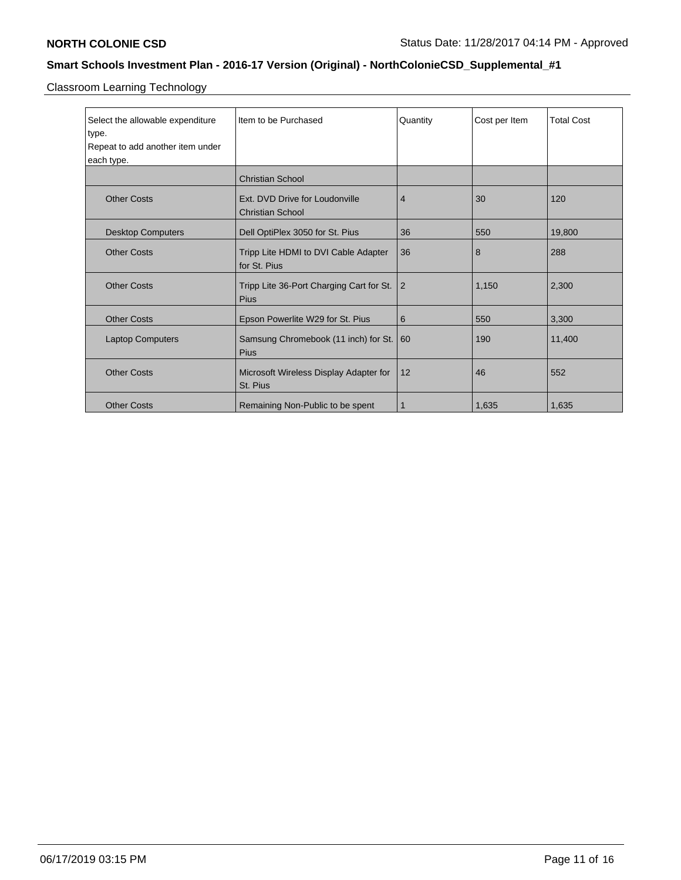Classroom Learning Technology

| Select the allowable expenditure type. Repeat to add another item under each type. | Item to be Purchased | Quantity | Cost per Item | Total Cost |
|---|---|---|---|---|
| | Christian School | | | |
| Other Costs | Ext. DVD Drive for Loudonville Christian School | 4 | 30 | 120 |
| Desktop Computers | Dell OptiPlex 3050 for St. Pius | 36 | 550 | 19,800 |
| Other Costs | Tripp Lite HDMI to DVI Cable Adapter for St. Pius | 36 | 8 | 288 |
| Other Costs | Tripp Lite 36-Port Charging Cart for St. Pius | 2 | 1,150 | 2,300 |
| Other Costs | Epson Powerlite W29 for St. Pius | 6 | 550 | 3,300 |
| Laptop Computers | Samsung Chromebook (11 inch) for St. Pius | 60 | 190 | 11,400 |
| Other Costs | Microsoft Wireless Display Adapter for St. Pius | 12 | 46 | 552 |
| Other Costs | Remaining Non-Public to be spent | 1 | 1,635 | 1,635 |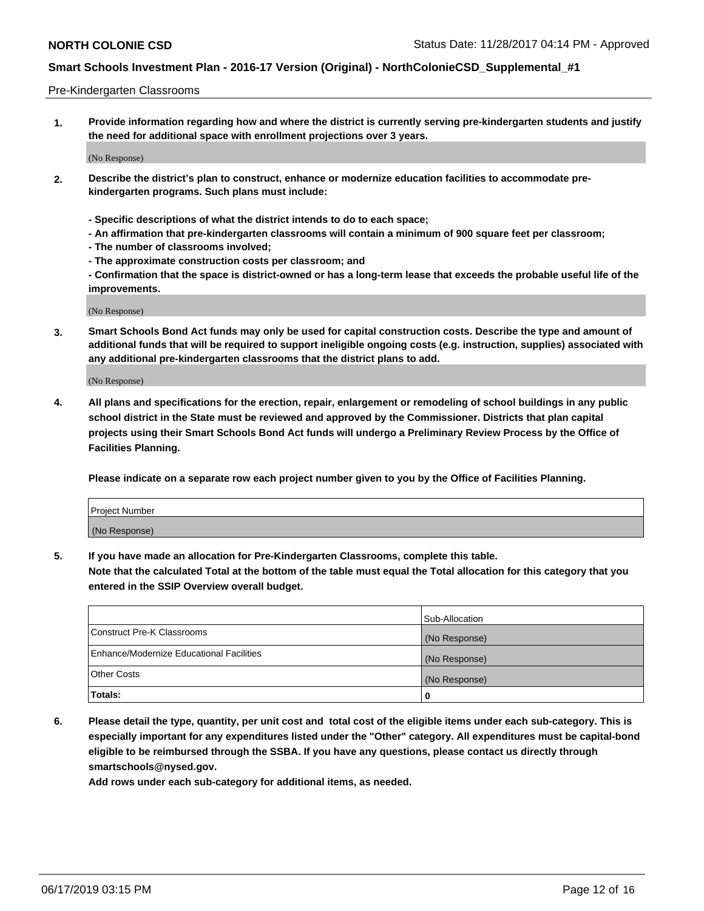Pre-Kindergarten Classrooms

1. **Provide information regarding how and where the district is currently serving pre-kindergarten students and justify the need for additional space with enrollment projections over 3 years.**

   (No Response)

2. **Describe the district's plan to construct, enhance or modernize education facilities to accommodate pre-kindergarten programs. Such plans must include:**

   **- Specific descriptions of what the district intends to do to each space;**
   **- An affirmation that pre-kindergarten classrooms will contain a minimum of 900 square feet per classroom;**
   **- The number of classrooms involved;**
   **- The approximate construction costs per classroom; and**
   **- Confirmation that the space is district-owned or has a long-term lease that exceeds the probable useful life of the improvements.**

   (No Response)

3. **Smart Schools Bond Act funds may only be used for capital construction costs. Describe the type and amount of additional funds that will be required to support ineligible ongoing costs (e.g. instruction, supplies) associated with any additional pre-kindergarten classrooms that the district plans to add.**

   (No Response)

4. **All plans and specifications for the erection, repair, enlargement or remodeling of school buildings in any public school district in the State must be reviewed and approved by the Commissioner. Districts that plan capital projects using their Smart Schools Bond Act funds will undergo a Preliminary Review Process by the Office of Facilities Planning.**

   **Please indicate on a separate row each project number given to you by the Office of Facilities Planning.**

| Project Number |
| --- |
| (No Response) |

5. **If you have made an allocation for Pre-Kindergarten Classrooms, complete this table. Note that the calculated Total at the bottom of the table must equal the Total allocation for this category that you entered in the SSIP Overview overall budget.**

| | Sub-Allocation |
| --- | --- |
| Construct Pre-K Classrooms | (No Response) |
| Enhance/Modernize Educational Facilities | (No Response) |
| Other Costs | (No Response) |
| **Totals:** | **0** |

6. **Please detail the type, quantity, per unit cost and total cost of the eligible items under each sub-category. This is especially important for any expenditures listed under the "Other" category. All expenditures must be capital-bond eligible to be reimbursed through the SSBA. If you have any questions, please contact us directly through smartschools@nysed.gov.**

   **Add rows under each sub-category for additional items, as needed.**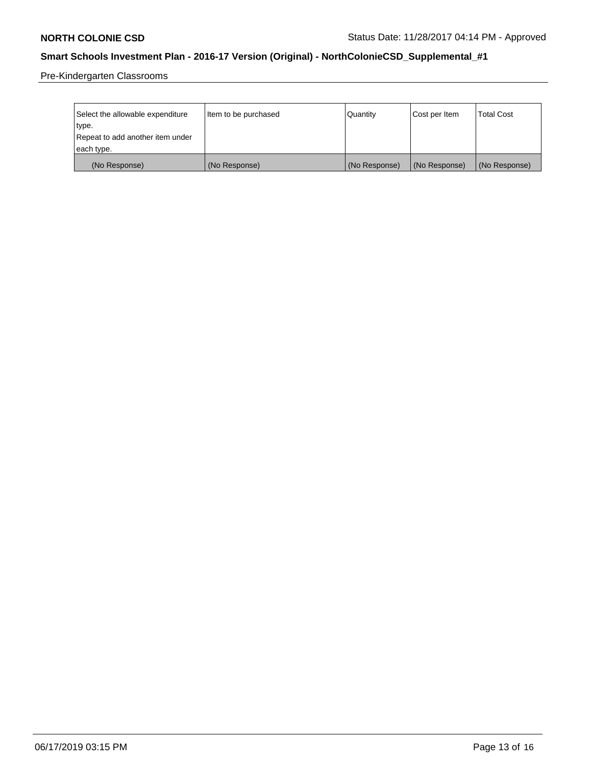Pre-Kindergarten Classrooms

| Select the allowable expenditure type. Repeat to add another item under each type. | Item to be purchased | Quantity | Cost per Item | Total Cost |
|---|---|---|---|---|
| (No Response) | (No Response) | (No Response) | (No Response) | (No Response) |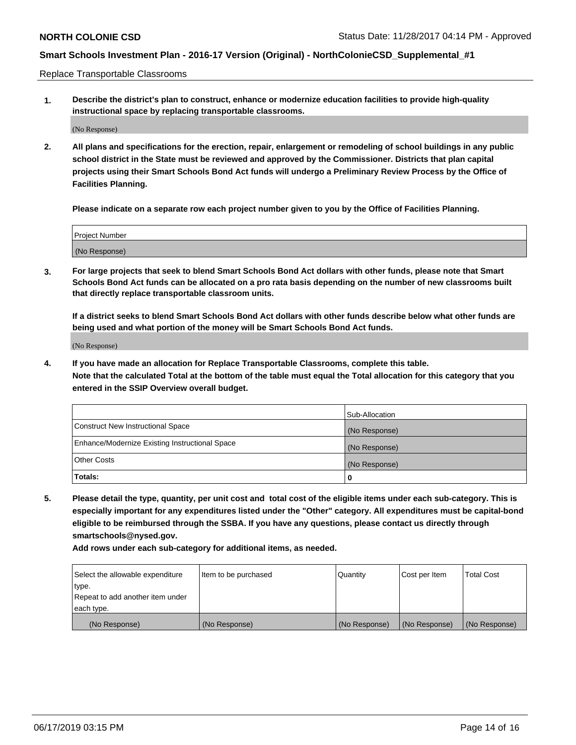Replace Transportable Classrooms

**1. Describe the district's plan to construct, enhance or modernize education facilities to provide high-quality instructional space by replacing transportable classrooms.**

(No Response)

**2. All plans and specifications for the erection, repair, enlargement or remodeling of school buildings in any public school district in the State must be reviewed and approved by the Commissioner. Districts that plan capital projects using their Smart Schools Bond Act funds will undergo a Preliminary Review Process by the Office of Facilities Planning.**

**Please indicate on a separate row each project number given to you by the Office of Facilities Planning.**

| Project Number |
| --- |
| (No Response) |

**3. For large projects that seek to blend Smart Schools Bond Act dollars with other funds, please note that Smart Schools Bond Act funds can be allocated on a pro rata basis depending on the number of new classrooms built that directly replace transportable classroom units.**

**If a district seeks to blend Smart Schools Bond Act dollars with other funds describe below what other funds are being used and what portion of the money will be Smart Schools Bond Act funds.**

(No Response)

**4. If you have made an allocation for Replace Transportable Classrooms, complete this table. Note that the calculated Total at the bottom of the table must equal the Total allocation for this category that you entered in the SSIP Overview overall budget.**

| | Sub-Allocation |
| --- | --- |
| Construct New Instructional Space | (No Response) |
| Enhance/Modernize Existing Instructional Space | (No Response) |
| Other Costs | (No Response) |
| **Totals:** | **0** |

**5. Please detail the type, quantity, per unit cost and total cost of the eligible items under each sub-category. This is especially important for any expenditures listed under the "Other" category. All expenditures must be capital-bond eligible to be reimbursed through the SSBA. If you have any questions, please contact us directly through smartschools@nysed.gov.**

**Add rows under each sub-category for additional items, as needed.**

| Select the allowable expenditure type. Repeat to add another item under each type. | Item to be purchased | Quantity | Cost per Item | Total Cost |
| --- | --- | --- | --- | --- |
| (No Response) | (No Response) | (No Response) | (No Response) | (No Response) |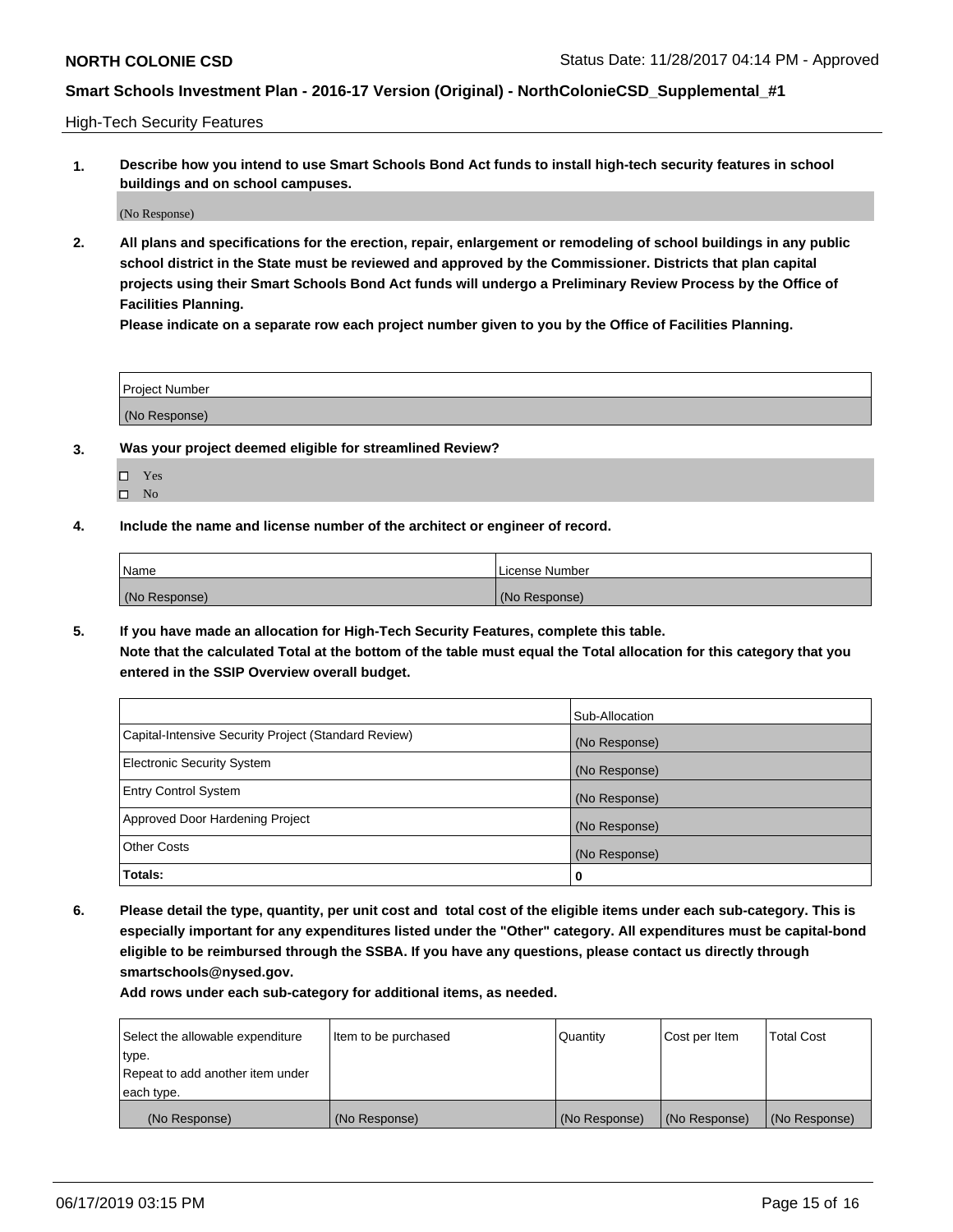## High-Tech Security Features

**1. Describe how you intend to use Smart Schools Bond Act funds to install high-tech security features in school buildings and on school campuses.**

(No Response)

**2. All plans and specifications for the erection, repair, enlargement or remodeling of school buildings in any public school district in the State must be reviewed and approved by the Commissioner. Districts that plan capital projects using their Smart Schools Bond Act funds will undergo a Preliminary Review Process by the Office of Facilities Planning.**

**Please indicate on a separate row each project number given to you by the Office of Facilities Planning.**

| Project Number |
| --- |
| (No Response) |

**3. Was your project deemed eligible for streamlined Review?**

- ☐ Yes
- ☐ No

**4. Include the name and license number of the architect or engineer of record.**

| Name | License Number |
| --- | --- |
| (No Response) | (No Response) |

**5. If you have made an allocation for High-Tech Security Features, complete this table.**
**Note that the calculated Total at the bottom of the table must equal the Total allocation for this category that you entered in the SSIP Overview overall budget.**

| | Sub-Allocation |
| --- | --- |
| Capital-Intensive Security Project (Standard Review) | (No Response) |
| Electronic Security System | (No Response) |
| Entry Control System | (No Response) |
| Approved Door Hardening Project | (No Response) |
| Other Costs | (No Response) |
| **Totals:** | **0** |

**6. Please detail the type, quantity, per unit cost and total cost of the eligible items under each sub-category. This is especially important for any expenditures listed under the "Other" category. All expenditures must be capital-bond eligible to be reimbursed through the SSBA. If you have any questions, please contact us directly through smartschools@nysed.gov.**

**Add rows under each sub-category for additional items, as needed.**

| Select the allowable expenditure type. Repeat to add another item under each type. | Item to be purchased | Quantity | Cost per Item | Total Cost |
| --- | --- | --- | --- | --- |
| (No Response) | (No Response) | (No Response) | (No Response) | (No Response) |